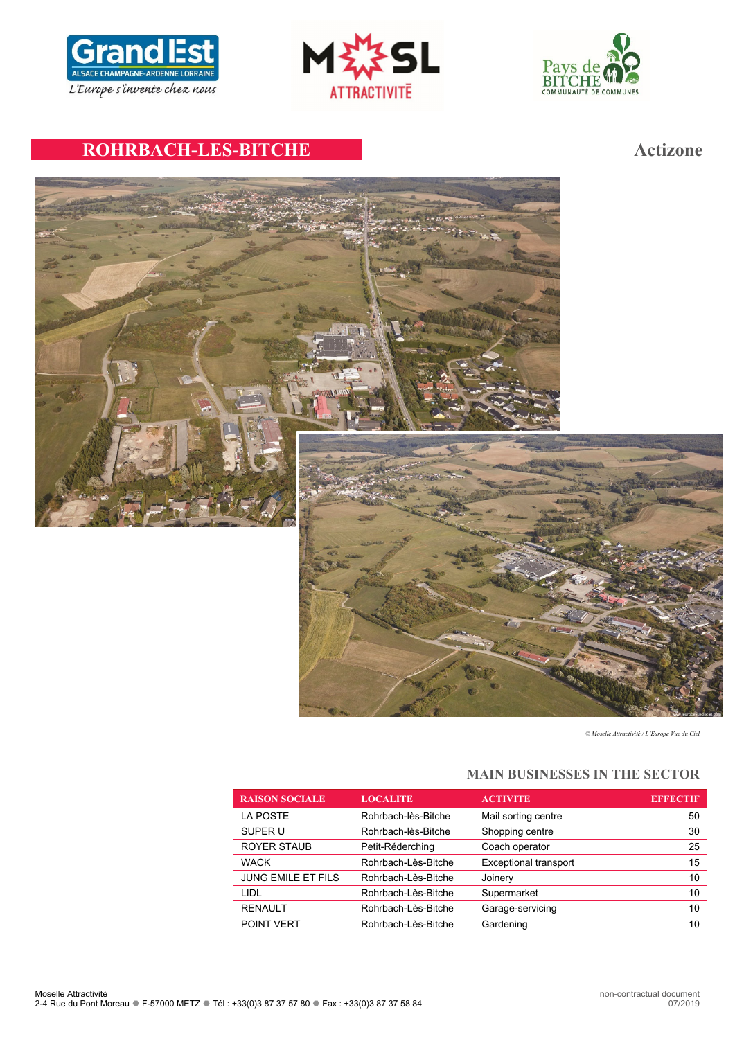# ROHRBACH-LES-BITCHE

Actizone

© Moselle Attractivité / L'Europe Vue du Ciel

## MAIN BUSINESSES IN THE SECTOR

| RAISON SOCIALE | LOCALITE | ACTIVITE | EFFECTIF |
|---|---|---|---|
| LA POSTE | Rohrbach-lès-Bitche | Mail sorting centre | 50 |
| SUPER U | Rohrbach-lès-Bitche | Shopping centre | 30 |
| ROYER STAUB | Petit-Réderching | Coach operator | 25 |
| WACK | Rohrbach-Lès-Bitche | Exceptional transport | 15 |
| JUNG EMILE ET FILS | Rohrbach-Lès-Bitche | Joinery | 10 |
| LIDL | Rohrbach-Lès-Bitche | Supermarket | 10 |
| RENAULT | Rohrbach-Lès-Bitche | Garage-servicing | 10 |
| POINT VERT | Rohrbach-Lès-Bitche | Gardening | 10 |

Moselle Attractivité
2-4 Rue du Pont Moreau ● F-57000 METZ ● Tél : +33(0)3 87 37 57 80 ● Fax : +33(0)3 87 37 58 84

non-contractual document
07/2019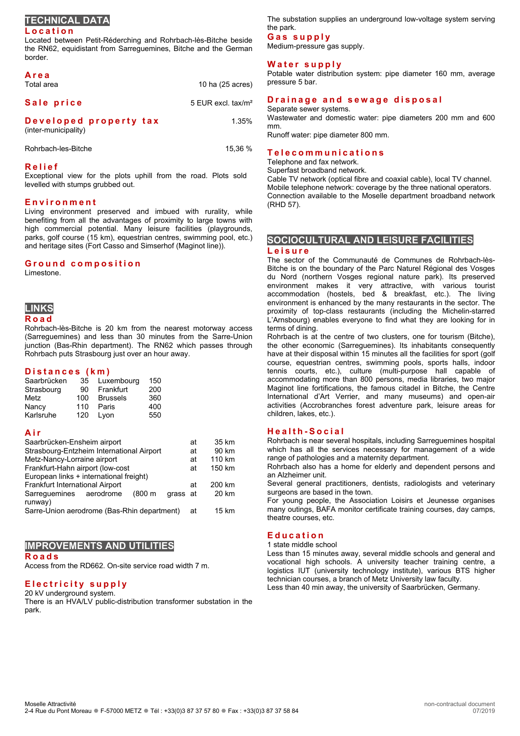# TECHNICAL DATA

## Location

Located between Petit-Réderching and Rohrbach-lès-Bitche beside the RN62, equidistant from Sarreguemines, Bitche and the German border.

## Area

| | |
|---|---|
| Total area | 10 ha (25 acres) |

## Sale price

5 EUR excl. tax/m²

## Developed property tax

| | |
|---|---|
| (inter-municipality) | 1.35% |
| Rohrbach-les-Bitche | 15,36 % |

## Relief

Exceptional view for the plots uphill from the road. Plots sold levelled with stumps grubbed out.

## Environment

Living environment preserved and imbued with rurality, while benefiting from all the advantages of proximity to large towns with high commercial potential. Many leisure facilities (playgrounds, parks, golf course (15 km), equestrian centres, swimming pool, etc.) and heritage sites (Fort Casso and Simserhof (Maginot line)).

## Ground composition

Limestone.

# LINKS

## Road

Rohrbach-lès-Bitche is 20 km from the nearest motorway access (Sarreguemines) and less than 30 minutes from the Sarre-Union junction (Bas-Rhin department). The RN62 which passes through Rohrbach puts Strasbourg just over an hour away.

## Distances (km)

| | | | |
|---|---|---|---|
| Saarbrücken | 35 | Luxembourg | 150 |
| Strasbourg | 90 | Frankfurt | 200 |
| Metz | 100 | Brussels | 360 |
| Nancy | 110 | Paris | 400 |
| Karlsruhe | 120 | Lyon | 550 |

## Air

| | | |
|---|---|---|
| Saarbrücken-Ensheim airport | at | 35 km |
| Strasbourg-Entzheim International Airport | at | 90 km |
| Metz-Nancy-Lorraine airport | at | 110 km |
| Frankfurt-Hahn airport (low-cost European links + international freight) | at | 150 km |
| Frankfurt International Airport | at | 200 km |
| Sarreguemines aerodrome (800 m grass runway) | at | 20 km |
| Sarre-Union aerodrome (Bas-Rhin department) | at | 15 km |

# IMPROVEMENTS AND UTILITIES

## Roads

Access from the RD662. On-site service road width 7 m.

## Electricity supply

20 kV underground system.
There is an HVA/LV public-distribution transformer substation in the park.
The substation supplies an underground low-voltage system serving the park.

## Gas supply

Medium-pressure gas supply.

## Water supply

Potable water distribution system: pipe diameter 160 mm, average pressure 5 bar.

## Drainage and sewage disposal

Separate sewer systems.
Wastewater and domestic water: pipe diameters 200 mm and 600 mm.
Runoff water: pipe diameter 800 mm.

## Telecommunications

Telephone and fax network.
Superfast broadband network.
Cable TV network (optical fibre and coaxial cable), local TV channel.
Mobile telephone network: coverage by the three national operators.
Connection available to the Moselle department broadband network (RHD 57).

# SOCIOCULTURAL AND LEISURE FACILITIES

## Leisure

The sector of the Communauté de Communes de Rohrbach-lès-Bitche is on the boundary of the Parc Naturel Régional des Vosges du Nord (northern Vosges regional nature park). Its preserved environment makes it very attractive, with various tourist accommodation (hostels, bed & breakfast, etc.). The living environment is enhanced by the many restaurants in the sector. The proximity of top-class restaurants (including the Michelin-starred L'Arnsbourg) enables everyone to find what they are looking for in terms of dining.
Rohrbach is at the centre of two clusters, one for tourism (Bitche), the other economic (Sarreguemines). Its inhabitants consequently have at their disposal within 15 minutes all the facilities for sport (golf course, equestrian centres, swimming pools, sports halls, indoor tennis courts, etc.), culture (multi-purpose hall capable of accommodating more than 800 persons, media libraries, two major Maginot line fortifications, the famous citadel in Bitche, the Centre International d'Art Verrier, and many museums) and open-air activities (Accrobranches forest adventure park, leisure areas for children, lakes, etc.).

## Health-Social

Rohrbach is near several hospitals, including Sarreguemines hospital which has all the services necessary for management of a wide range of pathologies and a maternity department.
Rohrbach also has a home for elderly and dependent persons and an Alzheimer unit.
Several general practitioners, dentists, radiologists and veterinary surgeons are based in the town.
For young people, the Association Loisirs et Jeunesse organises many outings, BAFA monitor certificate training courses, day camps, theatre courses, etc.

## Education

1 state middle school
Less than 15 minutes away, several middle schools and general and vocational high schools. A university teacher training centre, a logistics IUT (university technology institute), various BTS higher technician courses, a branch of Metz University law faculty.
Less than 40 min away, the university of Saarbrücken, Germany.

Moselle Attractivité
2-4 Rue du Pont Moreau ● F-57000 METZ ● Tél : +33(0)3 87 37 57 80 ● Fax : +33(0)3 87 37 58 84

non-contractual document
07/2019